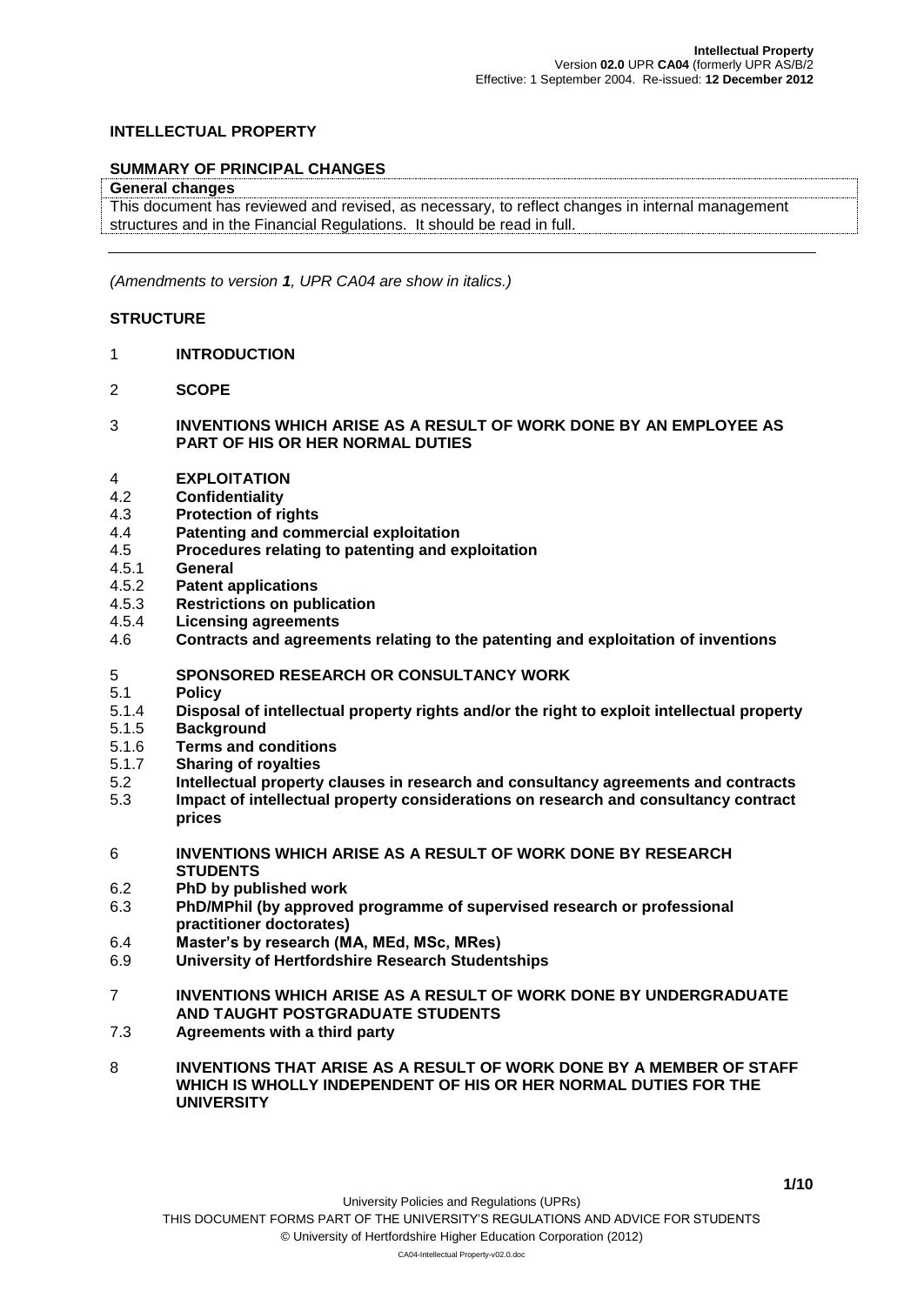# INTELLECTUAL PROPERTY

## SUMMARY OF PRINCIPAL CHANGES

**General changes**

This document has reviewed and revised, as necessary, to reflect changes in internal management structures and in the Financial Regulations. It should be read in full.

---

*(Amendments to version **1**, UPR CA04 are show in italics.)*

## STRUCTURE

1 **INTRODUCTION**

2 **SCOPE**

3 **INVENTIONS WHICH ARISE AS A RESULT OF WORK DONE BY AN EMPLOYEE AS PART OF HIS OR HER NORMAL DUTIES**

4 **EXPLOITATION**
4.2 **Confidentiality**
4.3 **Protection of rights**
4.4 **Patenting and commercial exploitation**
4.5 **Procedures relating to patenting and exploitation**
4.5.1 **General**
4.5.2 **Patent applications**
4.5.3 **Restrictions on publication**
4.5.4 **Licensing agreements**
4.6 **Contracts and agreements relating to the patenting and exploitation of inventions**

5 **SPONSORED RESEARCH OR CONSULTANCY WORK**
5.1 **Policy**
5.1.4 **Disposal of intellectual property rights and/or the right to exploit intellectual property**
5.1.5 **Background**
5.1.6 **Terms and conditions**
5.1.7 **Sharing of royalties**
5.2 **Intellectual property clauses in research and consultancy agreements and contracts**
5.3 **Impact of intellectual property considerations on research and consultancy contract prices**

6 **INVENTIONS WHICH ARISE AS A RESULT OF WORK DONE BY RESEARCH STUDENTS**
6.2 **PhD by published work**
6.3 **PhD/MPhil (by approved programme of supervised research or professional practitioner doctorates)**
6.4 **Master's by research (MA, MEd, MSc, MRes)**
6.9 **University of Hertfordshire Research Studentships**

7 **INVENTIONS WHICH ARISE AS A RESULT OF WORK DONE BY UNDERGRADUATE AND TAUGHT POSTGRADUATE STUDENTS**
7.3 **Agreements with a third party**

8 **INVENTIONS THAT ARISE AS A RESULT OF WORK DONE BY A MEMBER OF STAFF WHICH IS WHOLLY INDEPENDENT OF HIS OR HER NORMAL DUTIES FOR THE UNIVERSITY**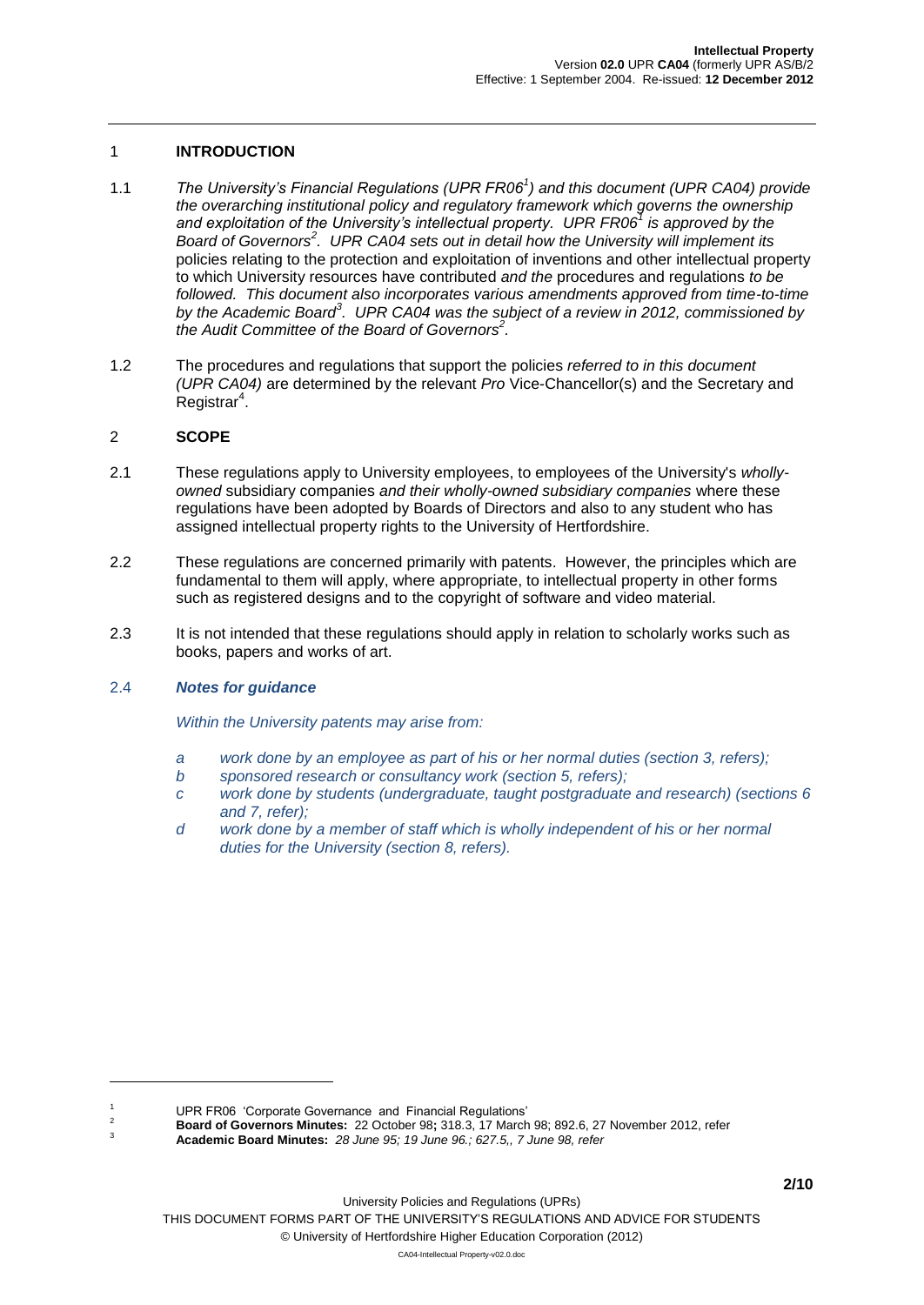## 1 INTRODUCTION

1.1 *The University's Financial Regulations (UPR FR06[1]) and this document (UPR CA04) provide the overarching institutional policy and regulatory framework which governs the ownership and exploitation of the University's intellectual property. UPR FR06[1] is approved by the Board of Governors[2]. UPR CA04 sets out in detail how the University will implement its* policies relating to the protection and exploitation of inventions and other intellectual property to which University resources have contributed *and the* procedures and regulations *to be followed. This document also incorporates various amendments approved from time-to-time by the Academic Board[3]. UPR CA04 was the subject of a review in 2012, commissioned by the Audit Committee of the Board of Governors[2].*

1.2 The procedures and regulations that support the policies *referred to in this document (UPR CA04)* are determined by the relevant *Pro* Vice-Chancellor(s) and the Secretary and Registrar[4].

## 2 SCOPE

2.1 These regulations apply to University employees, to employees of the University's *wholly-owned* subsidiary companies *and their wholly-owned subsidiary companies* where these regulations have been adopted by Boards of Directors and also to any student who has assigned intellectual property rights to the University of Hertfordshire.

2.2 These regulations are concerned primarily with patents. However, the principles which are fundamental to them will apply, where appropriate, to intellectual property in other forms such as registered designs and to the copyright of software and video material.

2.3 It is not intended that these regulations should apply in relation to scholarly works such as books, papers and works of art.

### 2.4 *Notes for guidance*

*Within the University patents may arise from:*

- *a work done by an employee as part of his or her normal duties (section 3, refers);*
- *b sponsored research or consultancy work (section 5, refers);*
- *c work done by students (undergraduate, taught postgraduate and research) (sections 6 and 7, refer);*
- *d work done by a member of staff which is wholly independent of his or her normal duties for the University (section 8, refers).*

---

[1] UPR FR06 'Corporate Governance and Financial Regulations'

[2] **Board of Governors Minutes:** 22 October 98**;** 318.3, 17 March 98; 892.6, 27 November 2012, refer

[3] **Academic Board Minutes:** *28 June 95; 19 June 96.; 627.5,, 7 June 98, refer*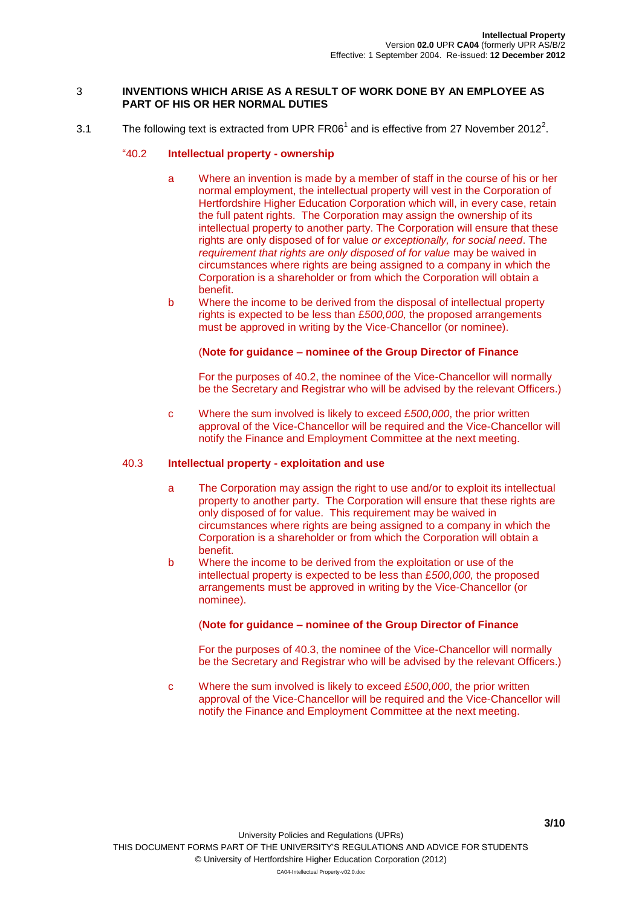## 3 INVENTIONS WHICH ARISE AS A RESULT OF WORK DONE BY AN EMPLOYEE AS PART OF HIS OR HER NORMAL DUTIES

3.1 The following text is extracted from UPR FR06[1] and is effective from 27 November 2012[2].

"40.2 **Intellectual property - ownership**

a. Where an invention is made by a member of staff in the course of his or her normal employment, the intellectual property will vest in the Corporation of Hertfordshire Higher Education Corporation which will, in every case, retain the full patent rights. The Corporation may assign the ownership of its intellectual property to another party. The Corporation will ensure that these rights are only disposed of for value *or exceptionally, for social need*. The *requirement that rights are only disposed of for value* may be waived in circumstances where rights are being assigned to a company in which the Corporation is a shareholder or from which the Corporation will obtain a benefit.

b. Where the income to be derived from the disposal of intellectual property rights is expected to be less than £*500,000,* the proposed arrangements must be approved in writing by the Vice-Chancellor (or nominee).

(**Note for guidance – nominee of the Group Director of Finance**

For the purposes of 40.2, the nominee of the Vice-Chancellor will normally be the Secretary and Registrar who will be advised by the relevant Officers.)

c. Where the sum involved is likely to exceed *£500,000*, the prior written approval of the Vice-Chancellor will be required and the Vice-Chancellor will notify the Finance and Employment Committee at the next meeting.

40.3 **Intellectual property - exploitation and use**

a. The Corporation may assign the right to use and/or to exploit its intellectual property to another party. The Corporation will ensure that these rights are only disposed of for value. This requirement may be waived in circumstances where rights are being assigned to a company in which the Corporation is a shareholder or from which the Corporation will obtain a benefit.

b. Where the income to be derived from the exploitation or use of the intellectual property is expected to be less than £*500,000,* the proposed arrangements must be approved in writing by the Vice-Chancellor (or nominee).

(**Note for guidance – nominee of the Group Director of Finance**

For the purposes of 40.3, the nominee of the Vice-Chancellor will normally be the Secretary and Registrar who will be advised by the relevant Officers.)

c. Where the sum involved is likely to exceed *£500,000*, the prior written approval of the Vice-Chancellor will be required and the Vice-Chancellor will notify the Finance and Employment Committee at the next meeting.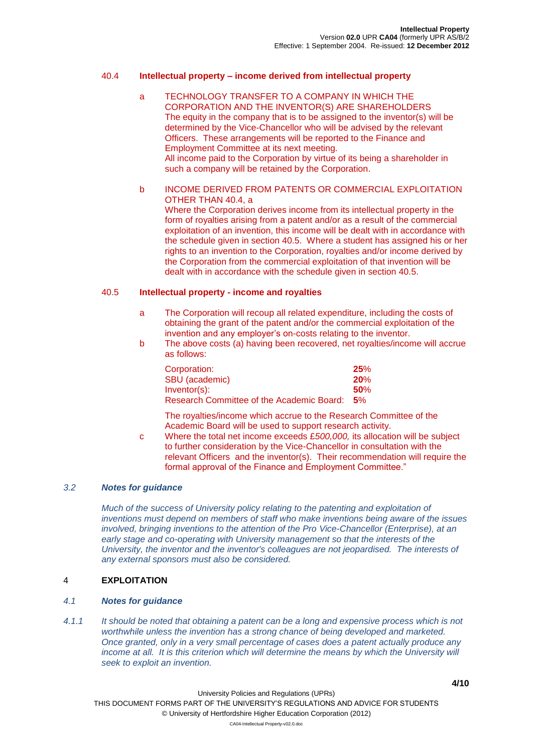### 40.4 Intellectual property – income derived from intellectual property

a TECHNOLOGY TRANSFER TO A COMPANY IN WHICH THE CORPORATION AND THE INVENTOR(S) ARE SHAREHOLDERS
The equity in the company that is to be assigned to the inventor(s) will be determined by the Vice-Chancellor who will be advised by the relevant Officers. These arrangements will be reported to the Finance and Employment Committee at its next meeting.
All income paid to the Corporation by virtue of its being a shareholder in such a company will be retained by the Corporation.

b INCOME DERIVED FROM PATENTS OR COMMERCIAL EXPLOITATION OTHER THAN 40.4, a
Where the Corporation derives income from its intellectual property in the form of royalties arising from a patent and/or as a result of the commercial exploitation of an invention, this income will be dealt with in accordance with the schedule given in section 40.5. Where a student has assigned his or her rights to an invention to the Corporation, royalties and/or income derived by the Corporation from the commercial exploitation of that invention will be dealt with in accordance with the schedule given in section 40.5.

### 40.5 Intellectual property - income and royalties

a The Corporation will recoup all related expenditure, including the costs of obtaining the grant of the patent and/or the commercial exploitation of the invention and any employer's on-costs relating to the inventor.

b The above costs (a) having been recovered, net royalties/income will accrue as follows:

| | |
|---|---|
| Corporation: | **25**% |
| SBU (academic) | **20**% |
| Inventor(s): | **50**% |
| Research Committee of the Academic Board: | **5**% |

The royalties/income which accrue to the Research Committee of the Academic Board will be used to support research activity.

c Where the total net income exceeds *£500,000,* its allocation will be subject to further consideration by the Vice-Chancellor in consultation with the relevant Officers and the inventor(s). Their recommendation will require the formal approval of the Finance and Employment Committee."

### *3.2 Notes for guidance*

*Much of the success of University policy relating to the patenting and exploitation of inventions must depend on members of staff who make inventions being aware of the issues involved, bringing inventions to the attention of the Pro Vice-Chancellor (Enterprise), at an early stage and co-operating with University management so that the interests of the University, the inventor and the inventor's colleagues are not jeopardised. The interests of any external sponsors must also be considered.*

## 4 EXPLOITATION

### *4.1 Notes for guidance*

*4.1.1 It should be noted that obtaining a patent can be a long and expensive process which is not worthwhile unless the invention has a strong chance of being developed and marketed. Once granted, only in a very small percentage of cases does a patent actually produce any income at all. It is this criterion which will determine the means by which the University will seek to exploit an invention.*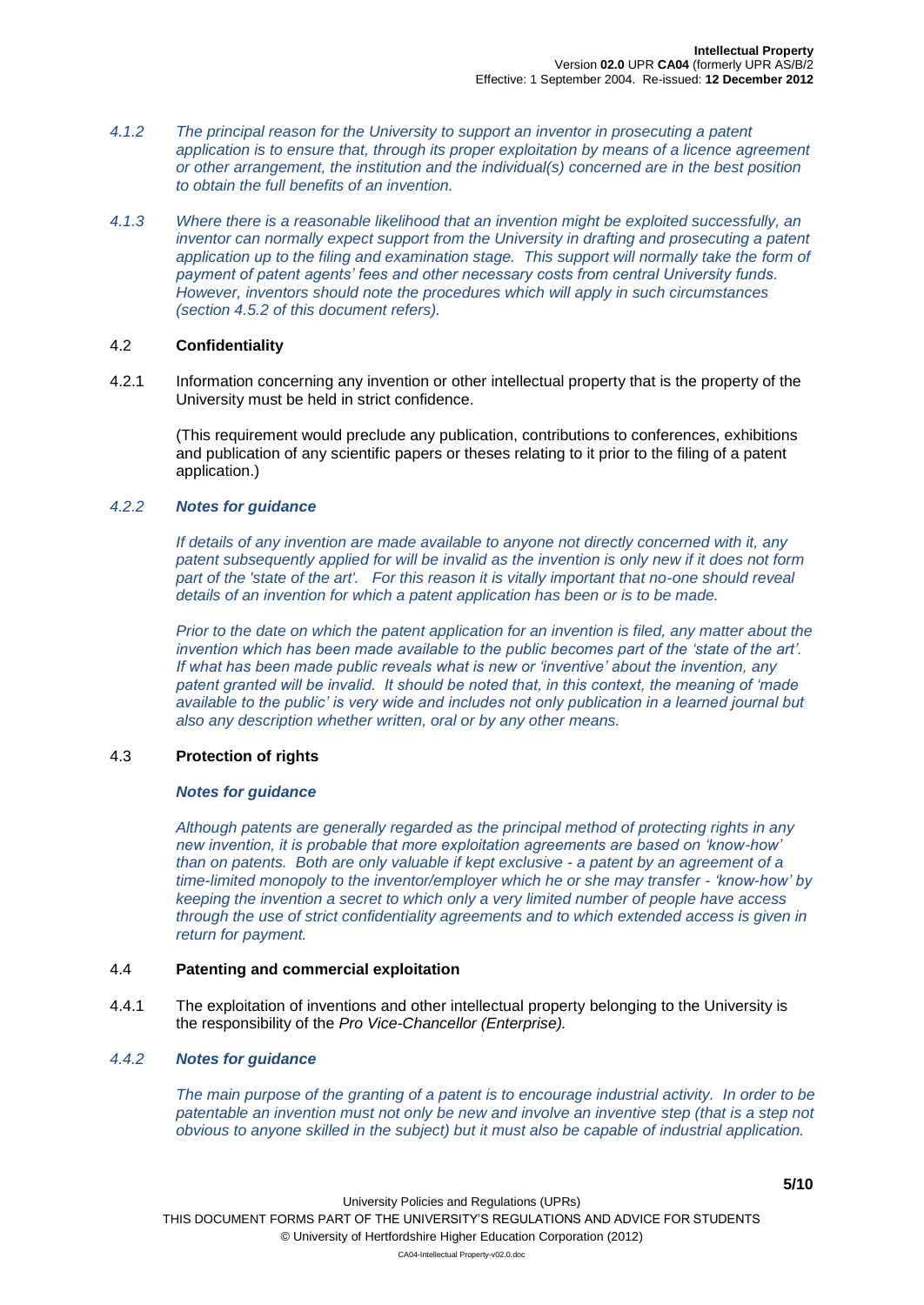*4.1.2 The principal reason for the University to support an inventor in prosecuting a patent application is to ensure that, through its proper exploitation by means of a licence agreement or other arrangement, the institution and the individual(s) concerned are in the best position to obtain the full benefits of an invention.*

*4.1.3 Where there is a reasonable likelihood that an invention might be exploited successfully, an inventor can normally expect support from the University in drafting and prosecuting a patent application up to the filing and examination stage. This support will normally take the form of payment of patent agents' fees and other necessary costs from central University funds. However, inventors should note the procedures which will apply in such circumstances (section 4.5.2 of this document refers).*

### 4.2 Confidentiality

4.2.1 Information concerning any invention or other intellectual property that is the property of the University must be held in strict confidence.

(This requirement would preclude any publication, contributions to conferences, exhibitions and publication of any scientific papers or theses relating to it prior to the filing of a patent application.)

*4.2.2 **Notes for guidance***

*If details of any invention are made available to anyone not directly concerned with it, any patent subsequently applied for will be invalid as the invention is only new if it does not form part of the 'state of the art'. For this reason it is vitally important that no-one should reveal details of an invention for which a patent application has been or is to be made.*

*Prior to the date on which the patent application for an invention is filed, any matter about the invention which has been made available to the public becomes part of the 'state of the art'. If what has been made public reveals what is new or 'inventive' about the invention, any patent granted will be invalid. It should be noted that, in this context, the meaning of 'made available to the public' is very wide and includes not only publication in a learned journal but also any description whether written, oral or by any other means.*

### 4.3 Protection of rights

***Notes for guidance***

*Although patents are generally regarded as the principal method of protecting rights in any new invention, it is probable that more exploitation agreements are based on 'know-how' than on patents. Both are only valuable if kept exclusive - a patent by an agreement of a time-limited monopoly to the inventor/employer which he or she may transfer - 'know-how' by keeping the invention a secret to which only a very limited number of people have access through the use of strict confidentiality agreements and to which extended access is given in return for payment.*

### 4.4 Patenting and commercial exploitation

4.4.1 The exploitation of inventions and other intellectual property belonging to the University is the responsibility of the *Pro Vice-Chancellor (Enterprise).*

*4.4.2 **Notes for guidance***

*The main purpose of the granting of a patent is to encourage industrial activity. In order to be patentable an invention must not only be new and involve an inventive step (that is a step not obvious to anyone skilled in the subject) but it must also be capable of industrial application.*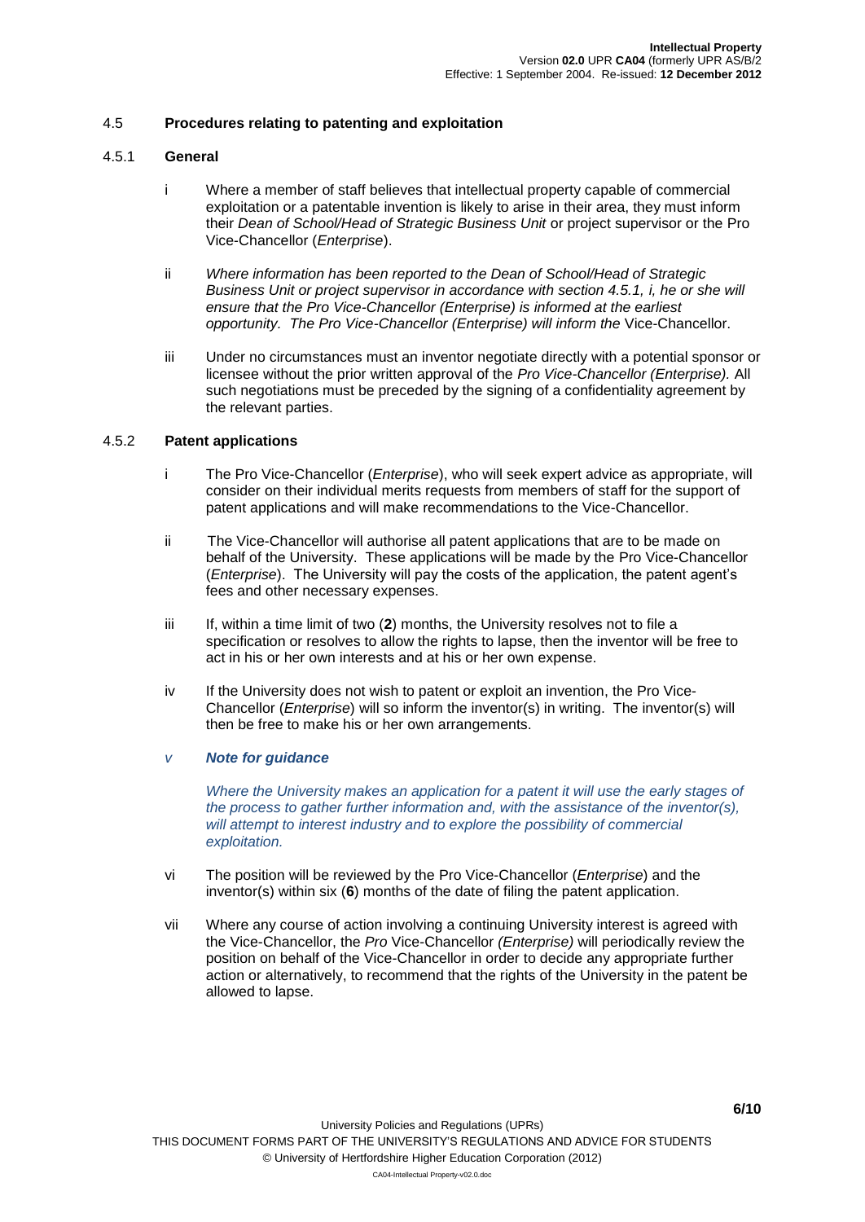### 4.5 **Procedures relating to patenting and exploitation**

#### 4.5.1 **General**

i Where a member of staff believes that intellectual property capable of commercial exploitation or a patentable invention is likely to arise in their area, they must inform their *Dean of School/Head of Strategic Business Unit* or project supervisor or the Pro Vice-Chancellor (*Enterprise*).

ii *Where information has been reported to the Dean of School/Head of Strategic Business Unit or project supervisor in accordance with section 4.5.1, i, he or she will ensure that the Pro Vice-Chancellor (Enterprise) is informed at the earliest opportunity. The Pro Vice-Chancellor (Enterprise) will inform the* Vice-Chancellor.

iii Under no circumstances must an inventor negotiate directly with a potential sponsor or licensee without the prior written approval of the *Pro Vice-Chancellor (Enterprise).* All such negotiations must be preceded by the signing of a confidentiality agreement by the relevant parties.

#### 4.5.2 **Patent applications**

i The Pro Vice-Chancellor (*Enterprise*), who will seek expert advice as appropriate, will consider on their individual merits requests from members of staff for the support of patent applications and will make recommendations to the Vice-Chancellor.

ii The Vice-Chancellor will authorise all patent applications that are to be made on behalf of the University. These applications will be made by the Pro Vice-Chancellor (*Enterprise*). The University will pay the costs of the application, the patent agent's fees and other necessary expenses.

iii If, within a time limit of two (**2**) months, the University resolves not to file a specification or resolves to allow the rights to lapse, then the inventor will be free to act in his or her own interests and at his or her own expense.

iv If the University does not wish to patent or exploit an invention, the Pro Vice-Chancellor (*Enterprise*) will so inform the inventor(s) in writing. The inventor(s) will then be free to make his or her own arrangements.

*v* ***Note for guidance***

*Where the University makes an application for a patent it will use the early stages of the process to gather further information and, with the assistance of the inventor(s), will attempt to interest industry and to explore the possibility of commercial exploitation.*

vi The position will be reviewed by the Pro Vice-Chancellor (*Enterprise*) and the inventor(s) within six (**6**) months of the date of filing the patent application.

vii Where any course of action involving a continuing University interest is agreed with the Vice-Chancellor, the *Pro* Vice-Chancellor *(Enterprise)* will periodically review the position on behalf of the Vice-Chancellor in order to decide any appropriate further action or alternatively, to recommend that the rights of the University in the patent be allowed to lapse.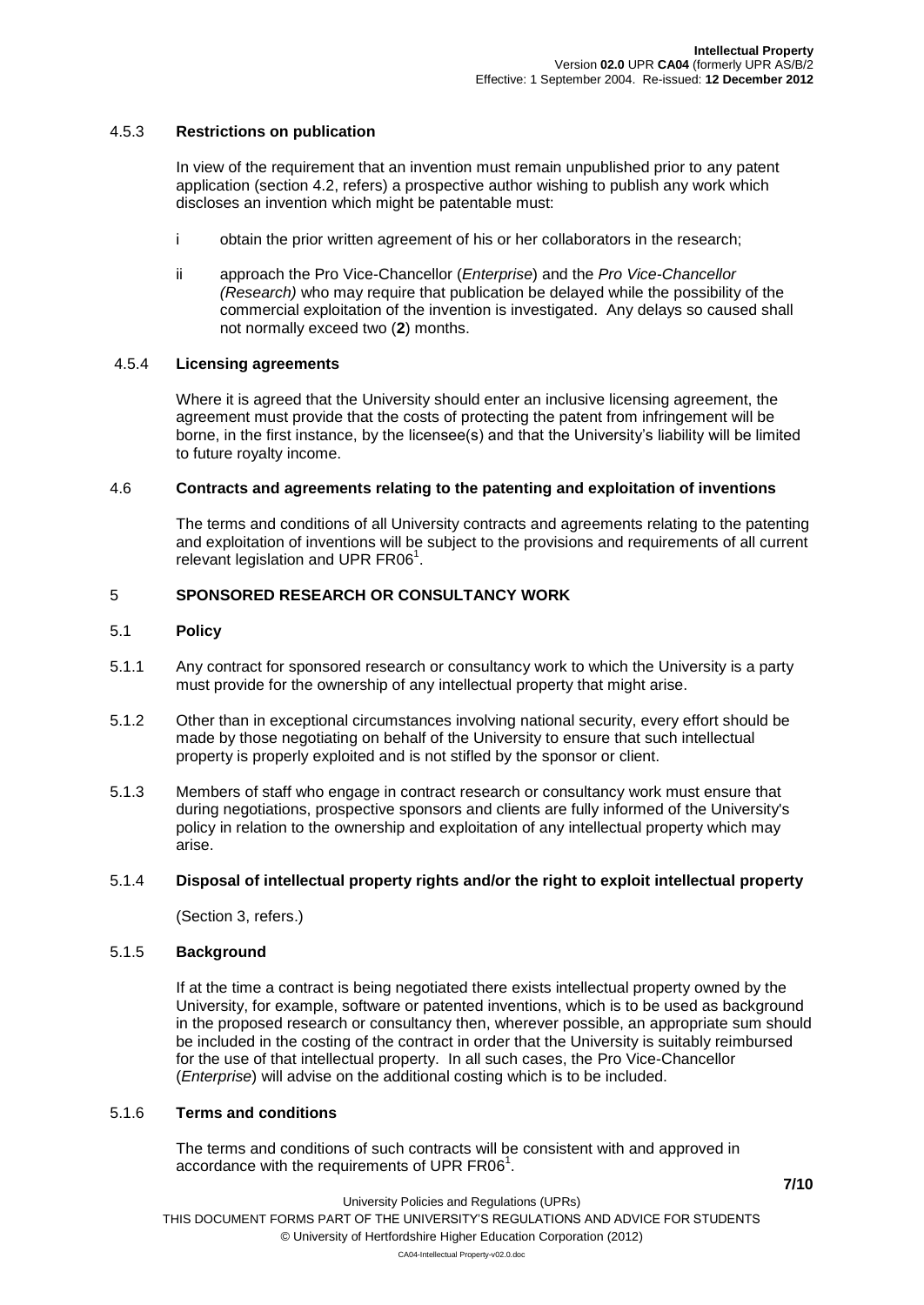#### 4.5.3 **Restrictions on publication**

In view of the requirement that an invention must remain unpublished prior to any patent application (section 4.2, refers) a prospective author wishing to publish any work which discloses an invention which might be patentable must:

i obtain the prior written agreement of his or her collaborators in the research;

ii approach the Pro Vice-Chancellor (*Enterprise*) and the *Pro Vice-Chancellor (Research)* who may require that publication be delayed while the possibility of the commercial exploitation of the invention is investigated. Any delays so caused shall not normally exceed two (**2**) months.

#### 4.5.4 **Licensing agreements**

Where it is agreed that the University should enter an inclusive licensing agreement, the agreement must provide that the costs of protecting the patent from infringement will be borne, in the first instance, by the licensee(s) and that the University's liability will be limited to future royalty income.

### 4.6 **Contracts and agreements relating to the patenting and exploitation of inventions**

The terms and conditions of all University contracts and agreements relating to the patenting and exploitation of inventions will be subject to the provisions and requirements of all current relevant legislation and UPR FR06[1].

## 5 **SPONSORED RESEARCH OR CONSULTANCY WORK**

### 5.1 **Policy**

5.1.1 Any contract for sponsored research or consultancy work to which the University is a party must provide for the ownership of any intellectual property that might arise.

5.1.2 Other than in exceptional circumstances involving national security, every effort should be made by those negotiating on behalf of the University to ensure that such intellectual property is properly exploited and is not stifled by the sponsor or client.

5.1.3 Members of staff who engage in contract research or consultancy work must ensure that during negotiations, prospective sponsors and clients are fully informed of the University's policy in relation to the ownership and exploitation of any intellectual property which may arise.

#### 5.1.4 **Disposal of intellectual property rights and/or the right to exploit intellectual property**

(Section 3, refers.)

#### 5.1.5 **Background**

If at the time a contract is being negotiated there exists intellectual property owned by the University, for example, software or patented inventions, which is to be used as background in the proposed research or consultancy then, wherever possible, an appropriate sum should be included in the costing of the contract in order that the University is suitably reimbursed for the use of that intellectual property. In all such cases, the Pro Vice-Chancellor (*Enterprise*) will advise on the additional costing which is to be included.

#### 5.1.6 **Terms and conditions**

The terms and conditions of such contracts will be consistent with and approved in accordance with the requirements of UPR FR06[1].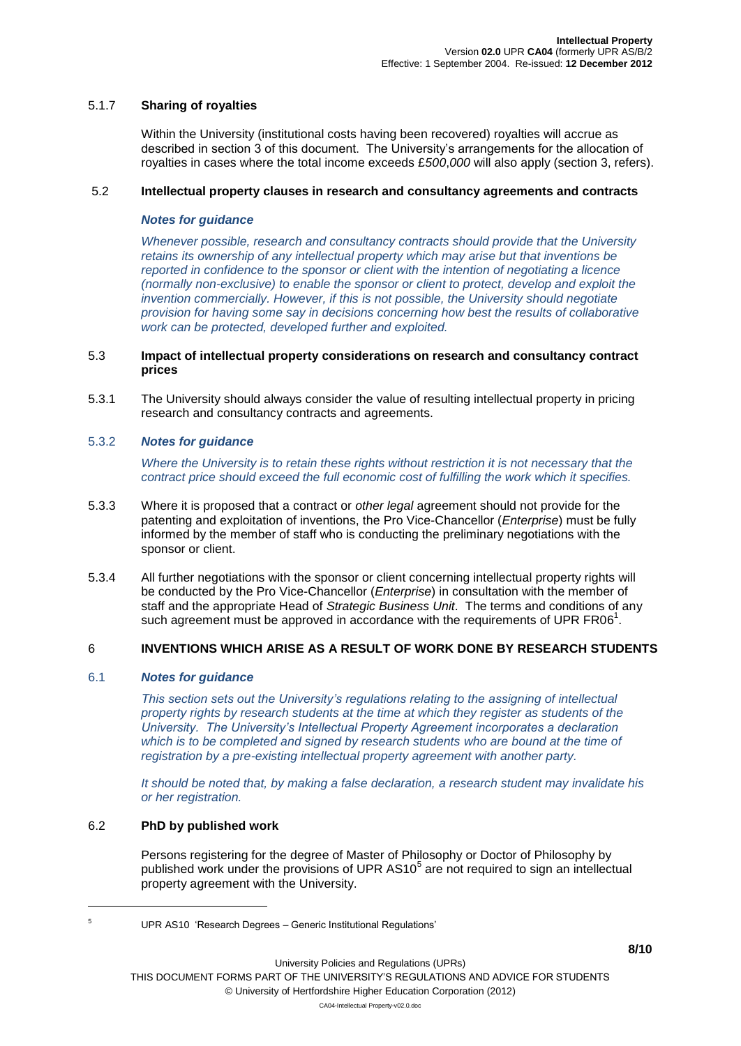#### 5.1.7 **Sharing of royalties**

Within the University (institutional costs having been recovered) royalties will accrue as described in section 3 of this document. The University's arrangements for the allocation of royalties in cases where the total income exceeds *£500,000* will also apply (section 3, refers).

### 5.2 **Intellectual property clauses in research and consultancy agreements and contracts**

***Notes for guidance***

*Whenever possible, research and consultancy contracts should provide that the University retains its ownership of any intellectual property which may arise but that inventions be reported in confidence to the sponsor or client with the intention of negotiating a licence (normally non-exclusive) to enable the sponsor or client to protect, develop and exploit the invention commercially. However, if this is not possible, the University should negotiate provision for having some say in decisions concerning how best the results of collaborative work can be protected, developed further and exploited.*

### 5.3 **Impact of intellectual property considerations on research and consultancy contract prices**

5.3.1 The University should always consider the value of resulting intellectual property in pricing research and consultancy contracts and agreements.

5.3.2 ***Notes for guidance***

*Where the University is to retain these rights without restriction it is not necessary that the contract price should exceed the full economic cost of fulfilling the work which it specifies.*

5.3.3 Where it is proposed that a contract or *other legal* agreement should not provide for the patenting and exploitation of inventions, the Pro Vice-Chancellor (*Enterprise*) must be fully informed by the member of staff who is conducting the preliminary negotiations with the sponsor or client.

5.3.4 All further negotiations with the sponsor or client concerning intellectual property rights will be conducted by the Pro Vice-Chancellor (*Enterprise*) in consultation with the member of staff and the appropriate Head of *Strategic Business Unit*. The terms and conditions of any such agreement must be approved in accordance with the requirements of UPR FR06[1].

## 6 **INVENTIONS WHICH ARISE AS A RESULT OF WORK DONE BY RESEARCH STUDENTS**

### 6.1 ***Notes for guidance***

*This section sets out the University's regulations relating to the assigning of intellectual property rights by research students at the time at which they register as students of the University. The University's Intellectual Property Agreement incorporates a declaration which is to be completed and signed by research students who are bound at the time of registration by a pre-existing intellectual property agreement with another party.*

*It should be noted that, by making a false declaration, a research student may invalidate his or her registration.*

### 6.2 **PhD by published work**

Persons registering for the degree of Master of Philosophy or Doctor of Philosophy by published work under the provisions of UPR AS10[5] are not required to sign an intellectual property agreement with the University.

---

[5] UPR AS10 'Research Degrees – Generic Institutional Regulations'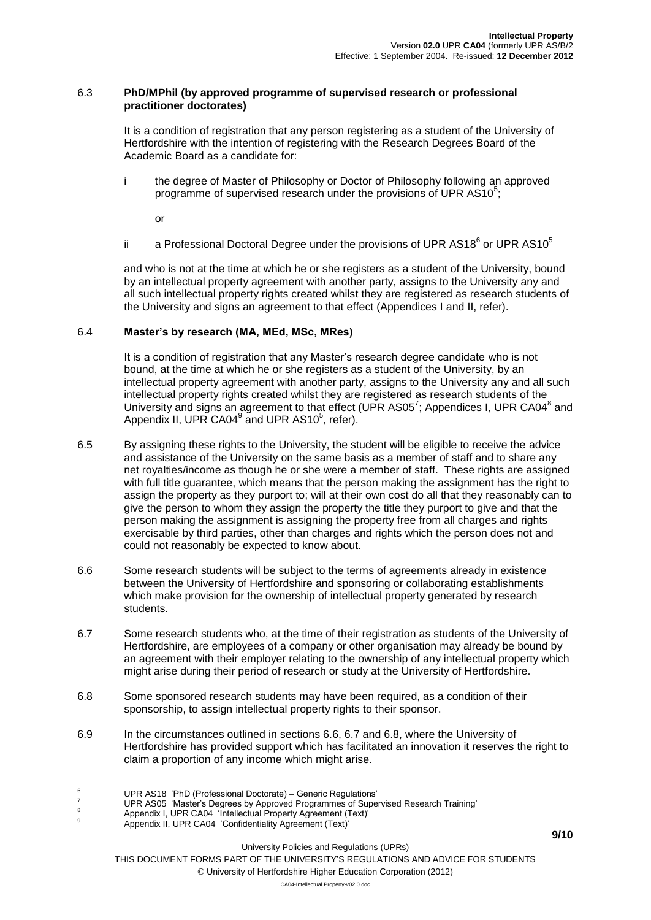6.3 **PhD/MPhil (by approved programme of supervised research or professional practitioner doctorates)**

It is a condition of registration that any person registering as a student of the University of Hertfordshire with the intention of registering with the Research Degrees Board of the Academic Board as a candidate for:

i the degree of Master of Philosophy or Doctor of Philosophy following an approved programme of supervised research under the provisions of UPR AS10[5];

or

ii a Professional Doctoral Degree under the provisions of UPR AS18[6] or UPR AS10[5]

and who is not at the time at which he or she registers as a student of the University, bound by an intellectual property agreement with another party, assigns to the University any and all such intellectual property rights created whilst they are registered as research students of the University and signs an agreement to that effect (Appendices I and II, refer).

6.4 **Master's by research (MA, MEd, MSc, MRes)**

It is a condition of registration that any Master's research degree candidate who is not bound, at the time at which he or she registers as a student of the University, by an intellectual property agreement with another party, assigns to the University any and all such intellectual property rights created whilst they are registered as research students of the University and signs an agreement to that effect (UPR AS05[7]; Appendices I, UPR CA04[8] and Appendix II, UPR CA04[9] and UPR AS10[5], refer).

6.5 By assigning these rights to the University, the student will be eligible to receive the advice and assistance of the University on the same basis as a member of staff and to share any net royalties/income as though he or she were a member of staff. These rights are assigned with full title guarantee, which means that the person making the assignment has the right to assign the property as they purport to; will at their own cost do all that they reasonably can to give the person to whom they assign the property the title they purport to give and that the person making the assignment is assigning the property free from all charges and rights exercisable by third parties, other than charges and rights which the person does not and could not reasonably be expected to know about.

6.6 Some research students will be subject to the terms of agreements already in existence between the University of Hertfordshire and sponsoring or collaborating establishments which make provision for the ownership of intellectual property generated by research students.

6.7 Some research students who, at the time of their registration as students of the University of Hertfordshire, are employees of a company or other organisation may already be bound by an agreement with their employer relating to the ownership of any intellectual property which might arise during their period of research or study at the University of Hertfordshire.

6.8 Some sponsored research students may have been required, as a condition of their sponsorship, to assign intellectual property rights to their sponsor.

6.9 In the circumstances outlined in sections 6.6, 6.7 and 6.8, where the University of Hertfordshire has provided support which has facilitated an innovation it reserves the right to claim a proportion of any income which might arise.

---

[6] UPR AS18 'PhD (Professional Doctorate) – Generic Regulations'

[7] UPR AS05 'Master's Degrees by Approved Programmes of Supervised Research Training'

[8] Appendix I, UPR CA04 'Intellectual Property Agreement (Text)'

[9] Appendix II, UPR CA04 'Confidentiality Agreement (Text)'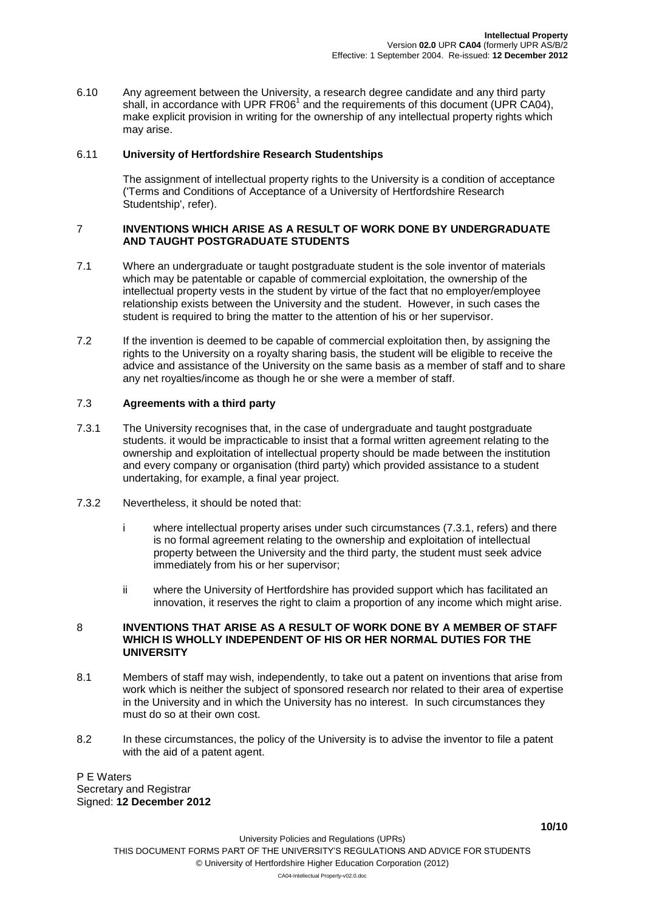6.10 Any agreement between the University, a research degree candidate and any third party shall, in accordance with UPR FR06[1] and the requirements of this document (UPR CA04), make explicit provision in writing for the ownership of any intellectual property rights which may arise.

6.11 **University of Hertfordshire Research Studentships**

The assignment of intellectual property rights to the University is a condition of acceptance ('Terms and Conditions of Acceptance of a University of Hertfordshire Research Studentship', refer).

## 7 INVENTIONS WHICH ARISE AS A RESULT OF WORK DONE BY UNDERGRADUATE AND TAUGHT POSTGRADUATE STUDENTS

7.1 Where an undergraduate or taught postgraduate student is the sole inventor of materials which may be patentable or capable of commercial exploitation, the ownership of the intellectual property vests in the student by virtue of the fact that no employer/employee relationship exists between the University and the student. However, in such cases the student is required to bring the matter to the attention of his or her supervisor.

7.2 If the invention is deemed to be capable of commercial exploitation then, by assigning the rights to the University on a royalty sharing basis, the student will be eligible to receive the advice and assistance of the University on the same basis as a member of staff and to share any net royalties/income as though he or she were a member of staff.

7.3 **Agreements with a third party**

7.3.1 The University recognises that, in the case of undergraduate and taught postgraduate students. it would be impracticable to insist that a formal written agreement relating to the ownership and exploitation of intellectual property should be made between the institution and every company or organisation (third party) which provided assistance to a student undertaking, for example, a final year project.

7.3.2 Nevertheless, it should be noted that:

i where intellectual property arises under such circumstances (7.3.1, refers) and there is no formal agreement relating to the ownership and exploitation of intellectual property between the University and the third party, the student must seek advice immediately from his or her supervisor;

ii where the University of Hertfordshire has provided support which has facilitated an innovation, it reserves the right to claim a proportion of any income which might arise.

## 8 INVENTIONS THAT ARISE AS A RESULT OF WORK DONE BY A MEMBER OF STAFF WHICH IS WHOLLY INDEPENDENT OF HIS OR HER NORMAL DUTIES FOR THE UNIVERSITY

8.1 Members of staff may wish, independently, to take out a patent on inventions that arise from work which is neither the subject of sponsored research nor related to their area of expertise in the University and in which the University has no interest. In such circumstances they must do so at their own cost.

8.2 In these circumstances, the policy of the University is to advise the inventor to file a patent with the aid of a patent agent.

P E Waters
Secretary and Registrar
Signed: **12 December 2012**